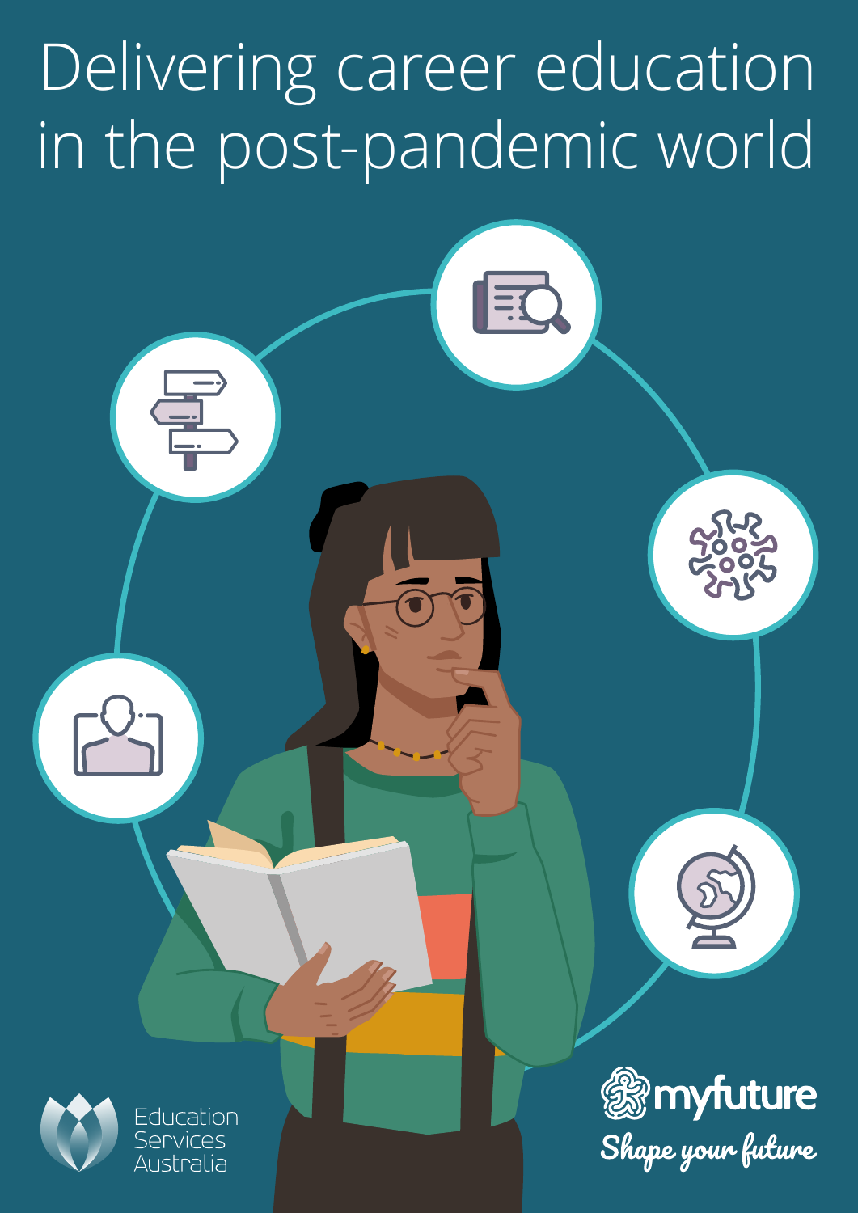# Delivering career education in the post-pandemic world

Education Services Australia

myfuture

*Shape your future*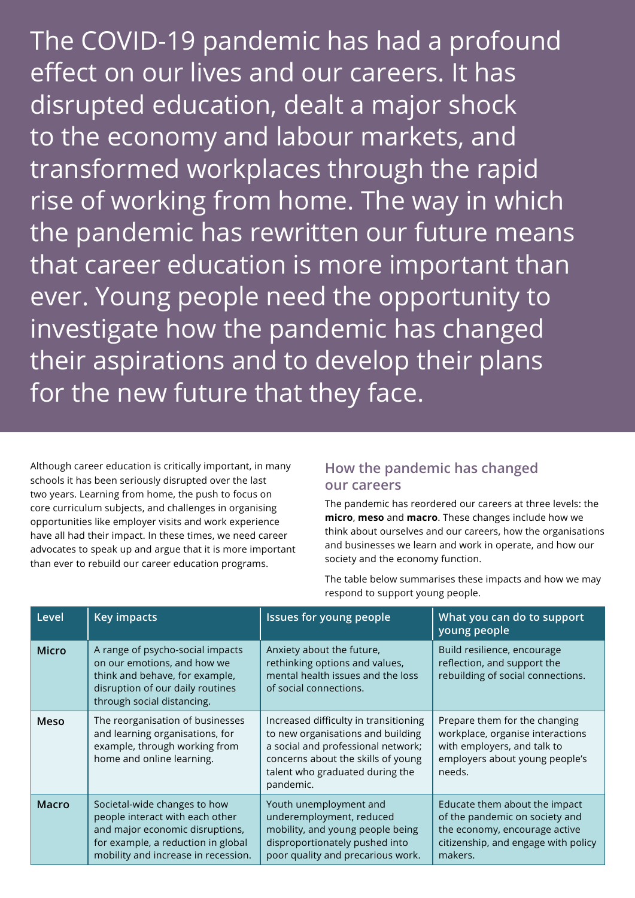The COVID-19 pandemic has had a profound effect on our lives and our careers. It has disrupted education, dealt a major shock to the economy and labour markets, and transformed workplaces through the rapid rise of working from home. The way in which the pandemic has rewritten our future means that career education is more important than ever. Young people need the opportunity to investigate how the pandemic has changed their aspirations and to develop their plans for the new future that they face.

Although career education is critically important, in many schools it has been seriously disrupted over the last two years. Learning from home, the push to focus on core curriculum subjects, and challenges in organising opportunities like employer visits and work experience have all had their impact. In these times, we need career advocates to speak up and argue that it is more important than ever to rebuild our career education programs.

## How the pandemic has changed our careers

The pandemic has reordered our careers at three levels: the **micro**, **meso** and **macro**. These changes include how we think about ourselves and our careers, how the organisations and businesses we learn and work in operate, and how our society and the economy function.

The table below summarises these impacts and how we may respond to support young people.

| Level | Key impacts | Issues for young people | What you can do to support young people |
|---|---|---|---|
| **Micro** | A range of psycho-social impacts on our emotions, and how we think and behave, for example, disruption of our daily routines through social distancing. | Anxiety about the future, rethinking options and values, mental health issues and the loss of social connections. | Build resilience, encourage reflection, and support the rebuilding of social connections. |
| **Meso** | The reorganisation of businesses and learning organisations, for example, through working from home and online learning. | Increased difficulty in transitioning to new organisations and building a social and professional network; concerns about the skills of young talent who graduated during the pandemic. | Prepare them for the changing workplace, organise interactions with employers, and talk to employers about young people's needs. |
| **Macro** | Societal-wide changes to how people interact with each other and major economic disruptions, for example, a reduction in global mobility and increase in recession. | Youth unemployment and underemployment, reduced mobility, and young people being disproportionately pushed into poor quality and precarious work. | Educate them about the impact of the pandemic on society and the economy, encourage active citizenship, and engage with policy makers. |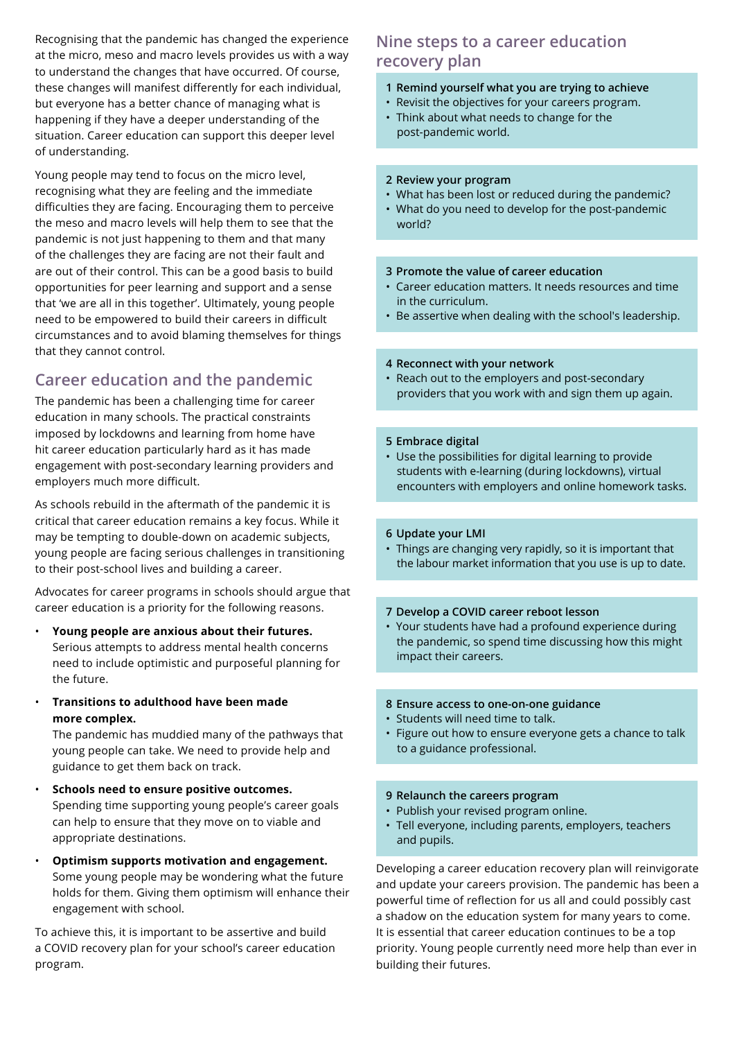Recognising that the pandemic has changed the experience at the micro, meso and macro levels provides us with a way to understand the changes that have occurred. Of course, these changes will manifest differently for each individual, but everyone has a better chance of managing what is happening if they have a deeper understanding of the situation. Career education can support this deeper level of understanding.

Young people may tend to focus on the micro level, recognising what they are feeling and the immediate difficulties they are facing. Encouraging them to perceive the meso and macro levels will help them to see that the pandemic is not just happening to them and that many of the challenges they are facing are not their fault and are out of their control. This can be a good basis to build opportunities for peer learning and support and a sense that 'we are all in this together'. Ultimately, young people need to be empowered to build their careers in difficult circumstances and to avoid blaming themselves for things that they cannot control.

## Career education and the pandemic

The pandemic has been a challenging time for career education in many schools. The practical constraints imposed by lockdowns and learning from home have hit career education particularly hard as it has made engagement with post-secondary learning providers and employers much more difficult.

As schools rebuild in the aftermath of the pandemic it is critical that career education remains a key focus. While it may be tempting to double-down on academic subjects, young people are facing serious challenges in transitioning to their post-school lives and building a career.

Advocates for career programs in schools should argue that career education is a priority for the following reasons.

- **Young people are anxious about their futures.** Serious attempts to address mental health concerns need to include optimistic and purposeful planning for the future.
- **Transitions to adulthood have been made more complex.** The pandemic has muddied many of the pathways that young people can take. We need to provide help and guidance to get them back on track.
- **Schools need to ensure positive outcomes.** Spending time supporting young people's career goals can help to ensure that they move on to viable and appropriate destinations.
- **Optimism supports motivation and engagement.** Some young people may be wondering what the future holds for them. Giving them optimism will enhance their engagement with school.

To achieve this, it is important to be assertive and build a COVID recovery plan for your school's career education program.

## Nine steps to a career education recovery plan

**1 Remind yourself what you are trying to achieve**

- Revisit the objectives for your careers program.
- Think about what needs to change for the post-pandemic world.

**2 Review your program**

- What has been lost or reduced during the pandemic?
- What do you need to develop for the post-pandemic world?

**3 Promote the value of career education**

- Career education matters. It needs resources and time in the curriculum.
- Be assertive when dealing with the school's leadership.

**4 Reconnect with your network**

- Reach out to the employers and post-secondary providers that you work with and sign them up again.

**5 Embrace digital**

- Use the possibilities for digital learning to provide students with e-learning (during lockdowns), virtual encounters with employers and online homework tasks.

**6 Update your LMI**

- Things are changing very rapidly, so it is important that the labour market information that you use is up to date.

**7 Develop a COVID career reboot lesson**

- Your students have had a profound experience during the pandemic, so spend time discussing how this might impact their careers.

**8 Ensure access to one-on-one guidance**

- Students will need time to talk.
- Figure out how to ensure everyone gets a chance to talk to a guidance professional.

**9 Relaunch the careers program**

- Publish your revised program online.
- Tell everyone, including parents, employers, teachers and pupils.

Developing a career education recovery plan will reinvigorate and update your careers provision. The pandemic has been a powerful time of reflection for us all and could possibly cast a shadow on the education system for many years to come. It is essential that career education continues to be a top priority. Young people currently need more help than ever in building their futures.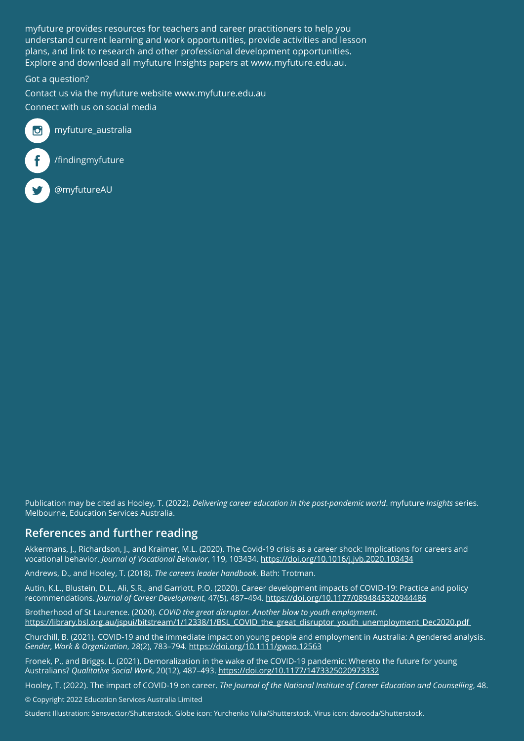myfuture provides resources for teachers and career practitioners to help you understand current learning and work opportunities, provide activities and lesson plans, and link to research and other professional development opportunities. Explore and download all myfuture Insights papers at www.myfuture.edu.au.

Got a question?

Contact us via the myfuture website www.myfuture.edu.au

Connect with us on social media

myfuture_australia

/findingmyfuture

@myfutureAU

Publication may be cited as Hooley, T. (2022). *Delivering career education in the post-pandemic world*. myfuture *Insights* series. Melbourne, Education Services Australia.

## References and further reading

Akkermans, J., Richardson, J., and Kraimer, M.L. (2020). The Covid-19 crisis as a career shock: Implications for careers and vocational behavior. *Journal of Vocational Behavior*, 119, 103434. https://doi.org/10.1016/j.jvb.2020.103434

Andrews, D., and Hooley, T. (2018). *The careers leader handbook*. Bath: Trotman.

Autin, K.L., Blustein, D.L., Ali, S.R., and Garriott, P.O. (2020). Career development impacts of COVID-19: Practice and policy recommendations. *Journal of Career Development*, 47(5), 487–494. https://doi.org/10.1177/0894845320944486

Brotherhood of St Laurence. (2020). *COVID the great disruptor. Another blow to youth employment*. https://library.bsl.org.au/jspui/bitstream/1/12338/1/BSL_COVID_the_great_disruptor_youth_unemployment_Dec2020.pdf

Churchill, B. (2021). COVID-19 and the immediate impact on young people and employment in Australia: A gendered analysis. *Gender, Work & Organization*, 28(2), 783–794. https://doi.org/10.1111/gwao.12563

Fronek, P., and Briggs, L. (2021). Demoralization in the wake of the COVID-19 pandemic: Whereto the future for young Australians? *Qualitative Social Work*, 20(12), 487–493. https://doi.org/10.1177/1473325020973332

Hooley, T. (2022). The impact of COVID-19 on career. *The Journal of the National Institute of Career Education and Counselling*, 48.

© Copyright 2022 Education Services Australia Limited

Student Illustration: Sensvector/Shutterstock. Globe icon: Yurchenko Yulia/Shutterstock. Virus icon: davooda/Shutterstock.